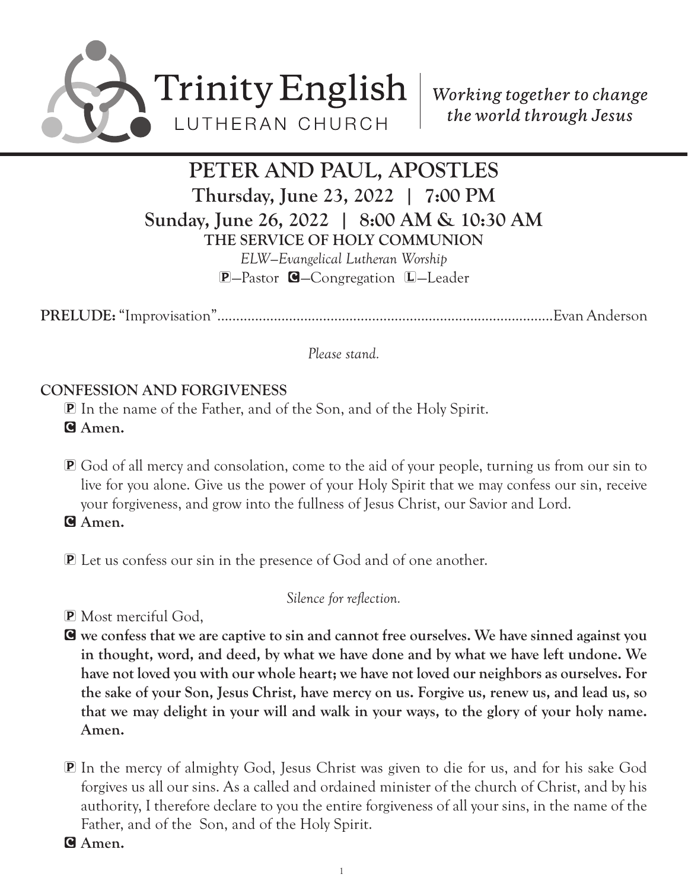Trinity English
LUTHERAN CHURCH

*Working together to change the world through Jesus*

# PETER AND PAUL, APOSTLES

**Thursday, June 23, 2022 | 7:00 PM**

**Sunday, June 26, 2022 | 8:00 AM & 10:30 AM**

**THE SERVICE OF HOLY COMMUNION**

*ELW—Evangelical Lutheran Worship*

P—Pastor C—Congregation L—Leader

**PRELUDE:** "Improvisation"........................................................................................Evan Anderson

*Please stand.*

## CONFESSION AND FORGIVENESS

P In the name of the Father, and of the Son, and of the Holy Spirit.

C **Amen.**

P God of all mercy and consolation, come to the aid of your people, turning us from our sin to live for you alone. Give us the power of your Holy Spirit that we may confess our sin, receive your forgiveness, and grow into the fullness of Jesus Christ, our Savior and Lord.

C **Amen.**

P Let us confess our sin in the presence of God and of one another.

*Silence for reflection.*

P Most merciful God,

C **we confess that we are captive to sin and cannot free ourselves. We have sinned against you in thought, word, and deed, by what we have done and by what we have left undone. We have not loved you with our whole heart; we have not loved our neighbors as ourselves. For the sake of your Son, Jesus Christ, have mercy on us. Forgive us, renew us, and lead us, so that we may delight in your will and walk in your ways, to the glory of your holy name. Amen.**

P In the mercy of almighty God, Jesus Christ was given to die for us, and for his sake God forgives us all our sins. As a called and ordained minister of the church of Christ, and by his authority, I therefore declare to you the entire forgiveness of all your sins, in the name of the Father, and of the Son, and of the Holy Spirit.

C **Amen.**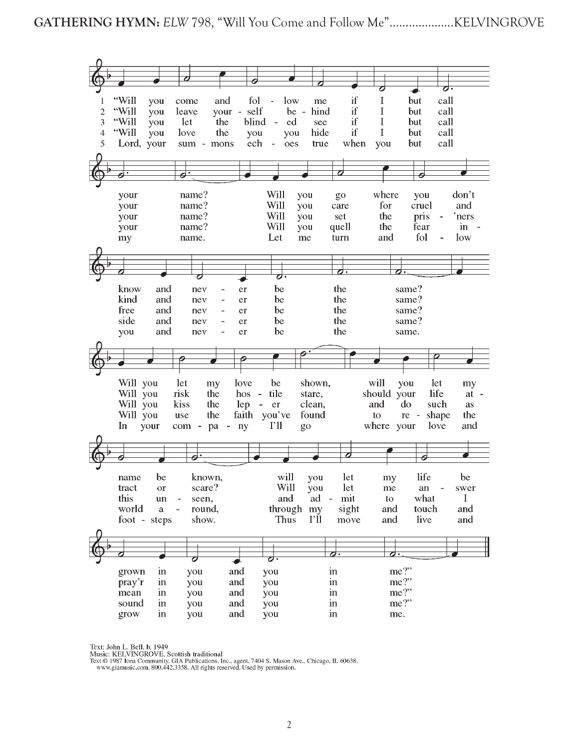**GATHERING HYMN:** *ELW* 798, "Will You Come and Follow Me"....................KELVINGROVE

1 "Will you come and follow me if I but call your name? Will you go where you don't know and never be the same? Will you let my love be shown, will you let my name be known, will you let my life be grown in you and you in me?"

2 "Will you leave yourself behind if I but call your name? Will you care for cruel and kind and never be the same? Will you risk the hostile stare, should your life attract or scare? Will you let me answer pray'r in you and you in me?"

3 "Will you let the blinded see if I but call your name? Will you set the pris'ners free and never be the same? Will you kiss the leper clean, and do such as this unseen, and admit to what I mean in you and you in me?"

4 "Will you love the you you hide if I but call your name? Will you quell the fear inside and never be the same? Will you use the faith you've found to reshape the world around, through my sight and touch and sound in you and you in me?"

5 Lord, your summons echoes true when you but call my name. Let me turn and follow you and never be the same. In your company I'll go where your love and footsteps show. Thus I'll move and live and grow in you and you in me.

Text: John L. Bell, b. 1949
Music: KELVINGROVE, Scottish traditional
Text © 1987 Iona Community, GIA Publications, Inc., agent. 7404 S. Mason Ave., Chicago, IL 60638.
www.giamusic.com. 800.442.3358. All rights reserved. Used by permission.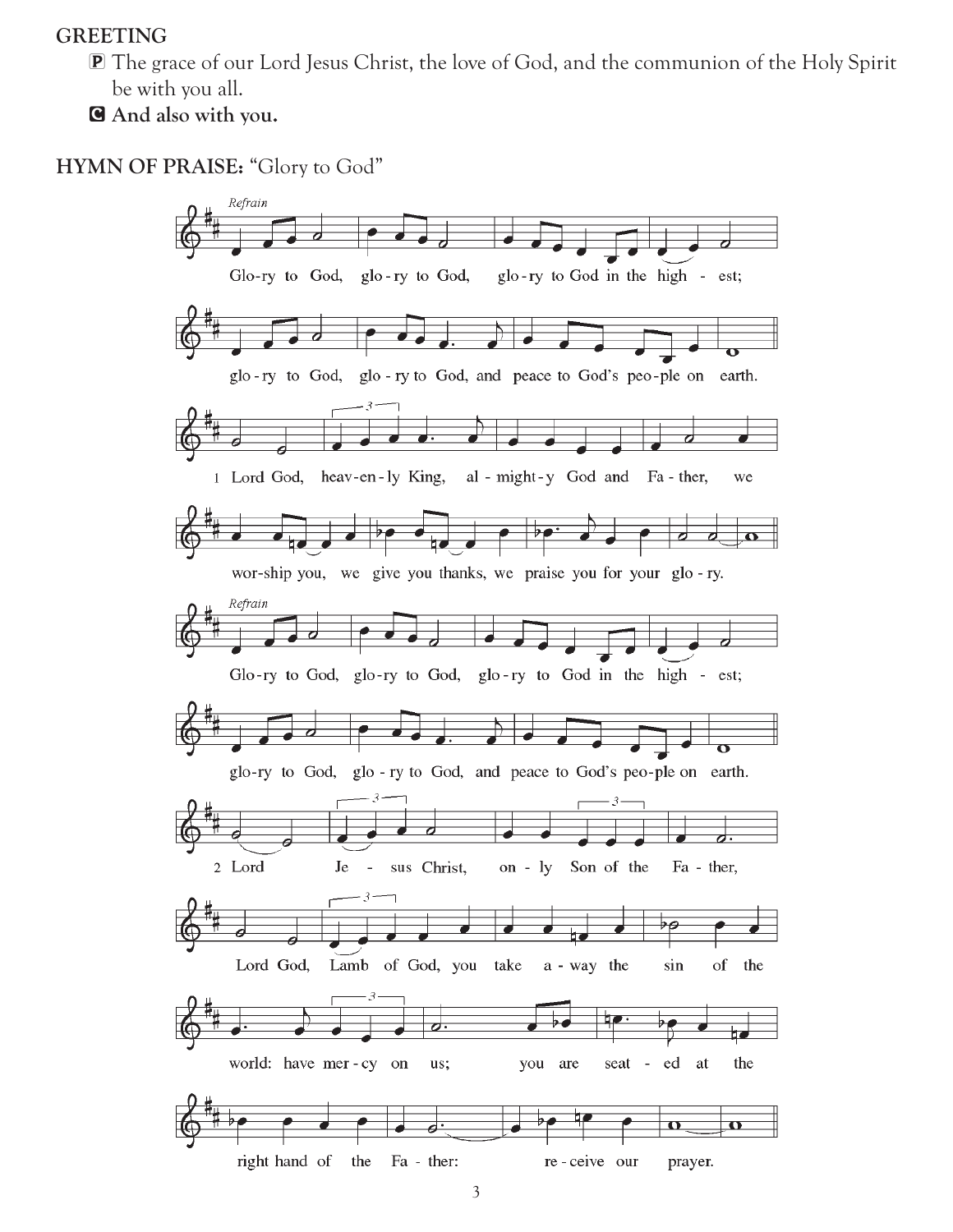**GREETING**

P The grace of our Lord Jesus Christ, the love of God, and the communion of the Holy Spirit be with you all.

**C And also with you.**

**HYMN OF PRAISE:** "Glory to God"

*Refrain*

Glo-ry to God, glo-ry to God, glo-ry to God in the high - est;

glo-ry to God, glo-ry to God, and peace to God's peo-ple on earth.

1 Lord God, heav-en-ly King, al - might-y God and Fa - ther, we

wor-ship you, we give you thanks, we praise you for your glo - ry.

*Refrain*

Glo-ry to God, glo-ry to God, glo-ry to God in the high - est;

glo-ry to God, glo - ry to God, and peace to God's peo-ple on earth.

2 Lord Je - sus Christ, on - ly Son of the Fa - ther,

Lord God, Lamb of God, you take a - way the sin of the

world: have mer - cy on us; you are seat - ed at the

right hand of the Fa - ther: re - ceive our prayer.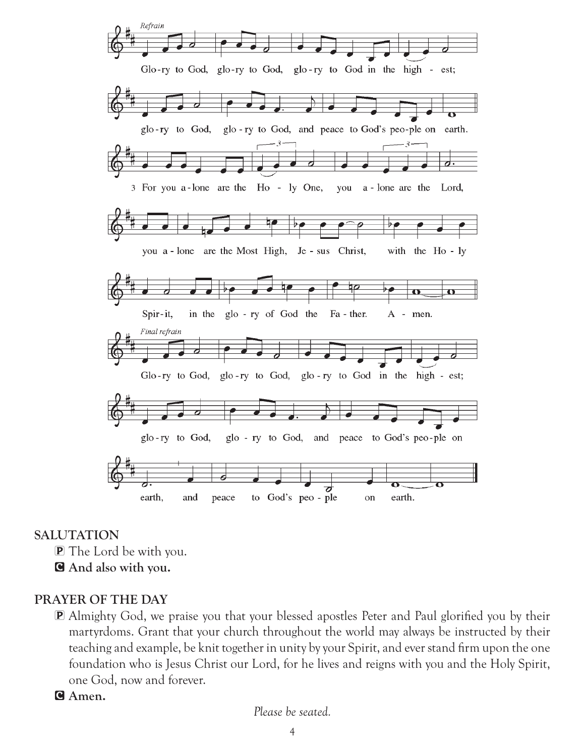*Refrain*

Glo-ry to God, glo-ry to God, glo-ry to God in the high - est;

glo-ry to God, glo-ry to God, and peace to God's peo-ple on earth.

3 For you a-lone are the Ho - ly One, you a-lone are the Lord,

you a-lone are the Most High, Je-sus Christ, with the Ho-ly

Spir-it, in the glo-ry of God the Fa-ther. A - men.

*Final refrain*

Glo-ry to God, glo-ry to God, glo-ry to God in the high - est;

glo-ry to God, glo - ry to God, and peace to God's peo-ple on

earth, and peace to God's peo - ple on earth.

## SALUTATION

P The Lord be with you.

**C And also with you.**

## PRAYER OF THE DAY

P Almighty God, we praise you that your blessed apostles Peter and Paul glorified you by their martyrdoms. Grant that your church throughout the world may always be instructed by their teaching and example, be knit together in unity by your Spirit, and ever stand firm upon the one foundation who is Jesus Christ our Lord, for he lives and reigns with you and the Holy Spirit, one God, now and forever.

**C Amen.**

*Please be seated.*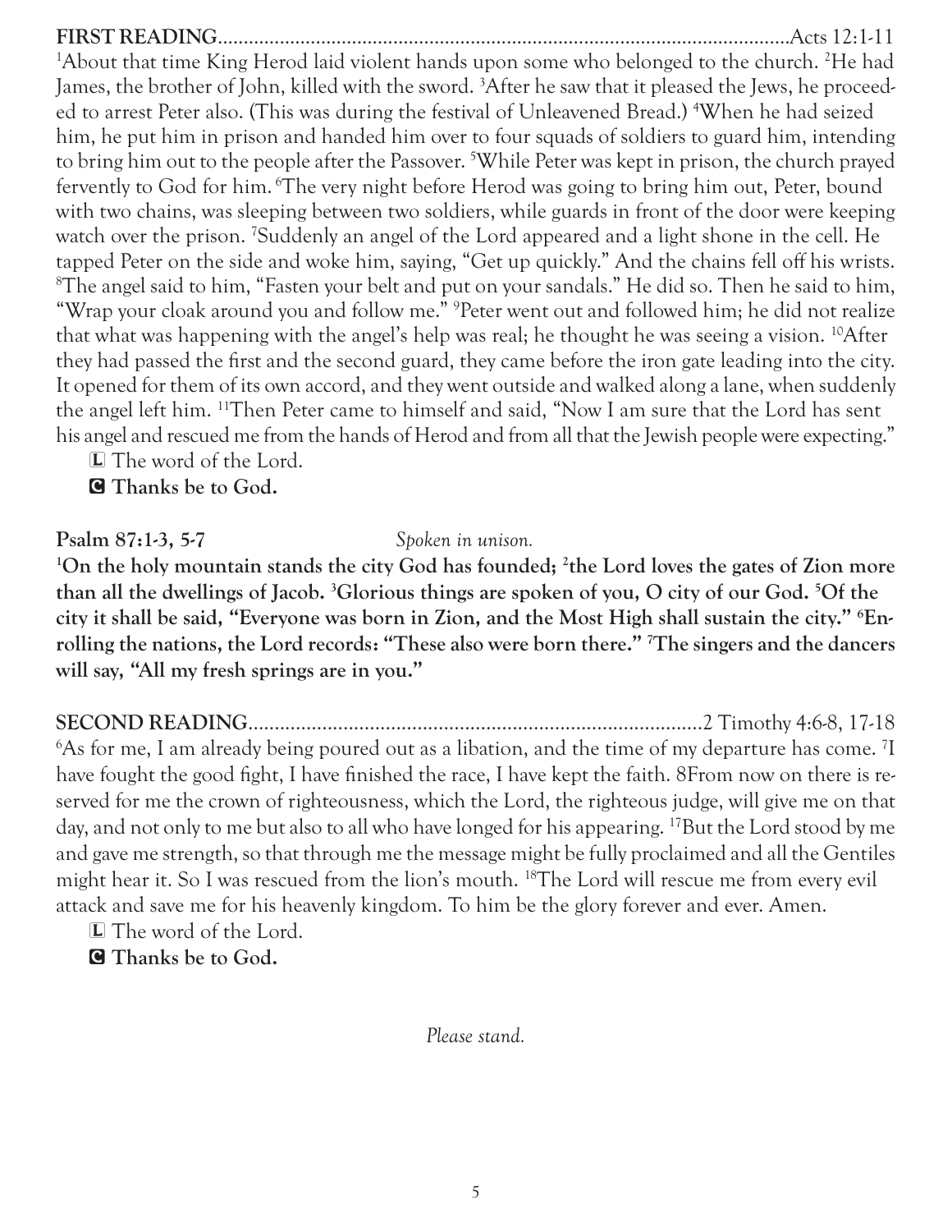**FIRST READING**..............................................................................................................Acts 12:1-11

[1]About that time King Herod laid violent hands upon some who belonged to the church. [2]He had James, the brother of John, killed with the sword. [3]After he saw that it pleased the Jews, he proceeded to arrest Peter also. (This was during the festival of Unleavened Bread.) [4]When he had seized him, he put him in prison and handed him over to four squads of soldiers to guard him, intending to bring him out to the people after the Passover. [5]While Peter was kept in prison, the church prayed fervently to God for him. [6]The very night before Herod was going to bring him out, Peter, bound with two chains, was sleeping between two soldiers, while guards in front of the door were keeping watch over the prison. [7]Suddenly an angel of the Lord appeared and a light shone in the cell. He tapped Peter on the side and woke him, saying, "Get up quickly." And the chains fell off his wrists. [8]The angel said to him, "Fasten your belt and put on your sandals." He did so. Then he said to him, "Wrap your cloak around you and follow me." [9]Peter went out and followed him; he did not realize that what was happening with the angel's help was real; he thought he was seeing a vision. [10]After they had passed the first and the second guard, they came before the iron gate leading into the city. It opened for them of its own accord, and they went outside and walked along a lane, when suddenly the angel left him. [11]Then Peter came to himself and said, "Now I am sure that the Lord has sent his angel and rescued me from the hands of Herod and from all that the Jewish people were expecting."

L The word of the Lord.

**C Thanks be to God.**

**Psalm 87:1-3, 5-7** *Spoken in unison.*

**[1]On the holy mountain stands the city God has founded; [2]the Lord loves the gates of Zion more than all the dwellings of Jacob. [3]Glorious things are spoken of you, O city of our God. [5]Of the city it shall be said, "Everyone was born in Zion, and the Most High shall sustain the city." [6]Enrolling the nations, the Lord records: "These also were born there." [7]The singers and the dancers will say, "All my fresh springs are in you."**

**SECOND READING**.....................................................................................2 Timothy 4:6-8, 17-18

[6]As for me, I am already being poured out as a libation, and the time of my departure has come. [7]I have fought the good fight, I have finished the race, I have kept the faith. 8From now on there is reserved for me the crown of righteousness, which the Lord, the righteous judge, will give me on that day, and not only to me but also to all who have longed for his appearing. [17]But the Lord stood by me and gave me strength, so that through me the message might be fully proclaimed and all the Gentiles might hear it. So I was rescued from the lion's mouth. [18]The Lord will rescue me from every evil attack and save me for his heavenly kingdom. To him be the glory forever and ever. Amen.

L The word of the Lord.

**C Thanks be to God.**

*Please stand.*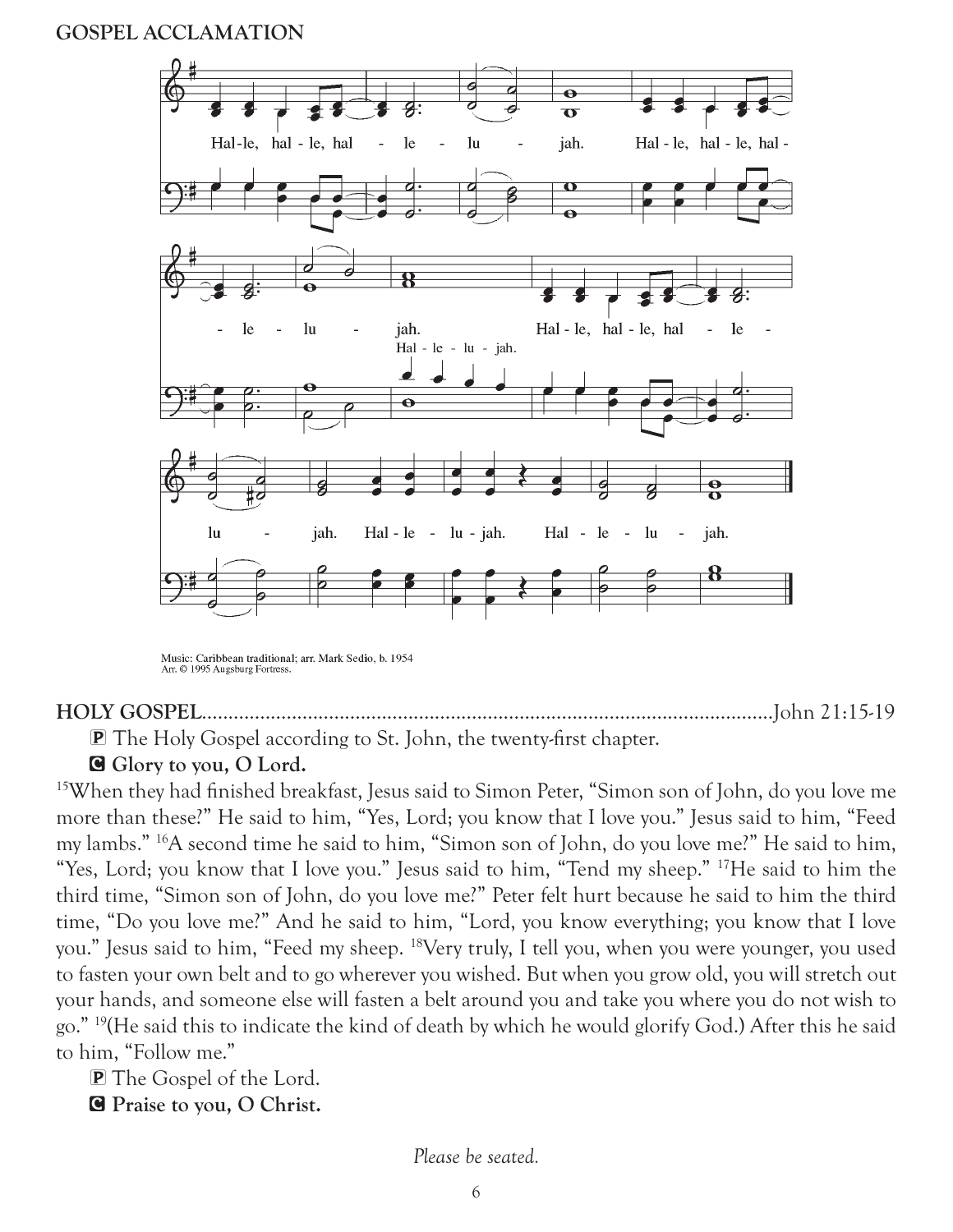**GOSPEL ACCLAMATION**

Hal-le, hal-le, hal - le - lu - jah. Hal-le, hal-le, hal - le - lu - jah. Hal-le, hal-le, hal - le - lu - jah. Hal-le - lu-jah. Hal - le - lu - jah.

Hal - le - lu - jah.

Music: Caribbean traditional; arr. Mark Sedio, b. 1954
Arr. © 1995 Augsburg Fortress.

**HOLY GOSPEL**..........................................................................................................John 21:15-19

P The Holy Gospel according to St. John, the twenty-first chapter.

**C Glory to you, O Lord.**

[15]When they had finished breakfast, Jesus said to Simon Peter, "Simon son of John, do you love me more than these?" He said to him, "Yes, Lord; you know that I love you." Jesus said to him, "Feed my lambs." [16]A second time he said to him, "Simon son of John, do you love me?" He said to him, "Yes, Lord; you know that I love you." Jesus said to him, "Tend my sheep." [17]He said to him the third time, "Simon son of John, do you love me?" Peter felt hurt because he said to him the third time, "Do you love me?" And he said to him, "Lord, you know everything; you know that I love you." Jesus said to him, "Feed my sheep. [18]Very truly, I tell you, when you were younger, you used to fasten your own belt and to go wherever you wished. But when you grow old, you will stretch out your hands, and someone else will fasten a belt around you and take you where you do not wish to go." [19](He said this to indicate the kind of death by which he would glorify God.) After this he said to him, "Follow me."

P The Gospel of the Lord.

**C Praise to you, O Christ.**

*Please be seated.*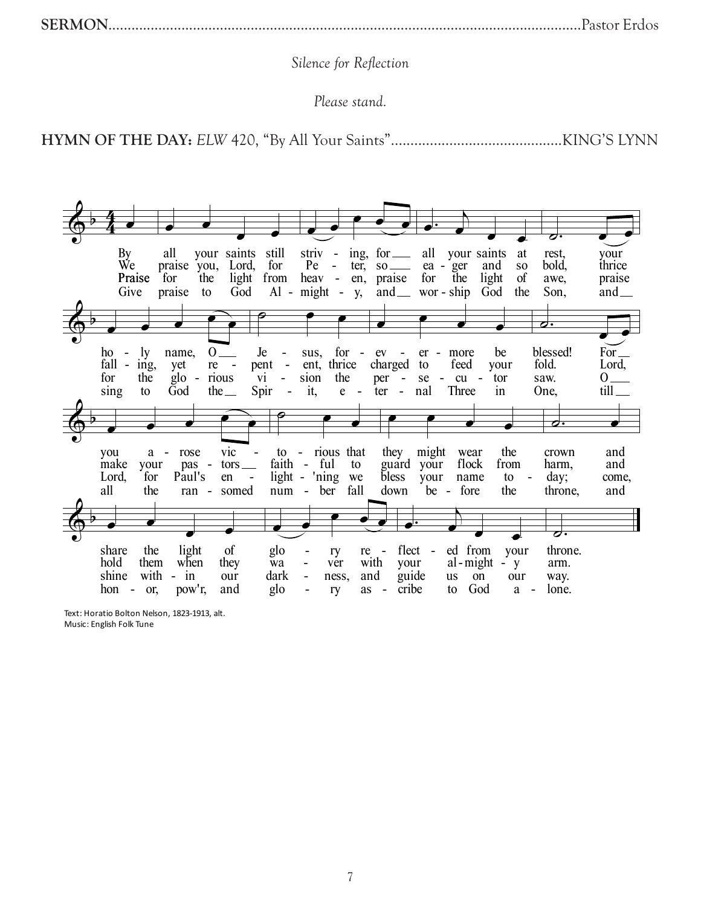**SERMON**..........................................................................................................................Pastor Erdos

*Silence for Reflection*

*Please stand.*

**HYMN OF THE DAY:** *ELW* 420, "By All Your Saints"............................................KING'S LYNN

By all your saints still striving, for all your saints at rest,
your holy name, O Jesus, forevermore be blessed!
For you arose victorious that they might wear the crown
and share the light of glory reflected from your throne.

We praise you, Lord, for Peter, so eager and so bold,
thrice falling, yet repentent, thrice charged to feed your fold.
Lord, make your pastors faithful to guard your flock from harm,
and hold them when they waver with your almighty arm.

Praise for the light from heaven, praise for the light of awe,
praise for the glorious vision the persecutor saw.
O Lord, for Paul's enlight'ning we bless your name today;
come, shine within our darkness, and guide us on our way.

Give praise to God Almighty, and worship God the Son,
and sing to God the Spirit, eternal Three in One,
till all the ransomed number fall down before the throne,
and honor, pow'r, and glory ascribe to God alone.

Text: Horatio Bolton Nelson, 1823-1913, alt.
Music: English Folk Tune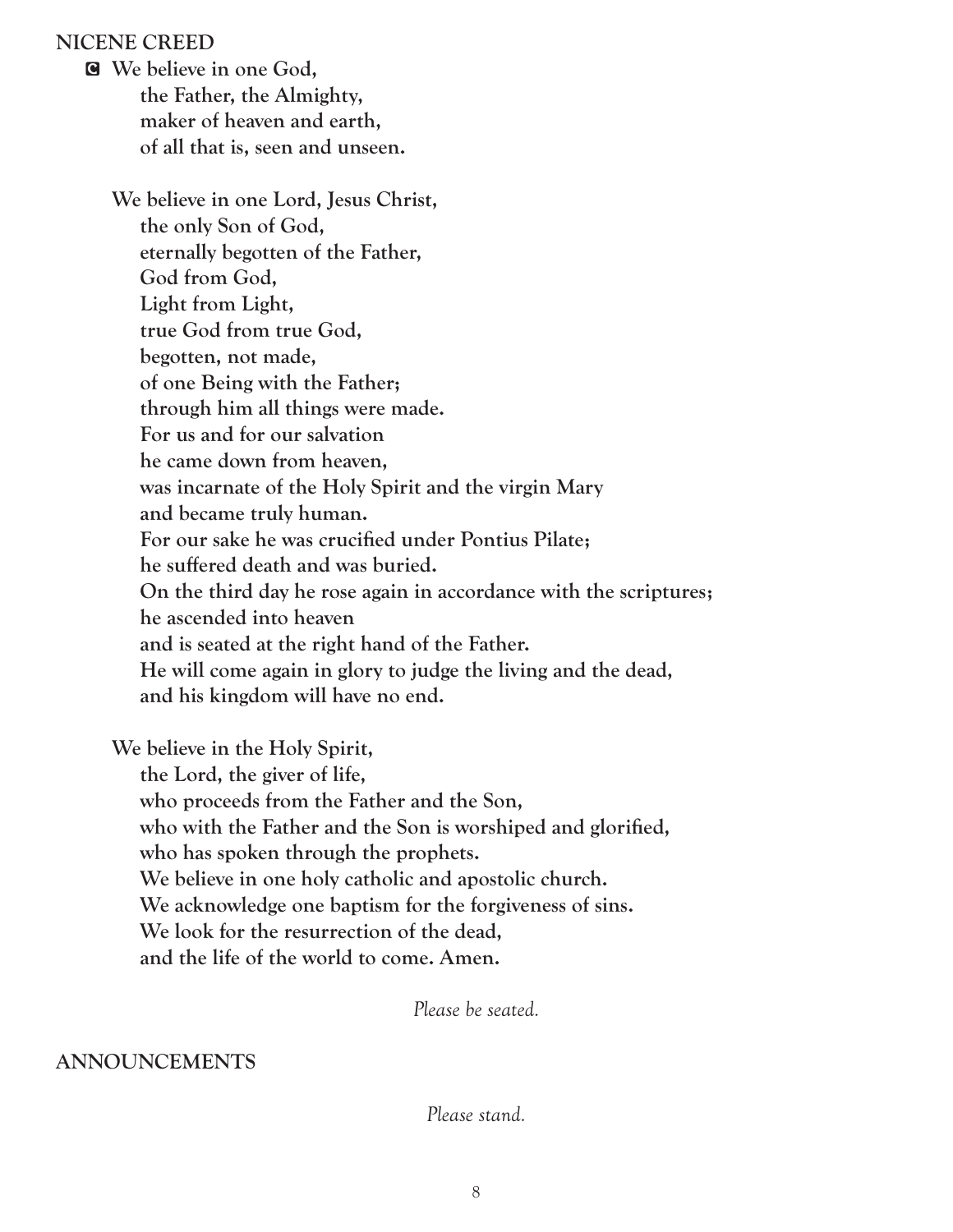## NICENE CREED

**C We believe in one God,**
**the Father, the Almighty,**
**maker of heaven and earth,**
**of all that is, seen and unseen.**

**We believe in one Lord, Jesus Christ,**
**the only Son of God,**
**eternally begotten of the Father,**
**God from God,**
**Light from Light,**
**true God from true God,**
**begotten, not made,**
**of one Being with the Father;**
**through him all things were made.**
**For us and for our salvation**
**he came down from heaven,**
**was incarnate of the Holy Spirit and the virgin Mary**
**and became truly human.**
**For our sake he was crucified under Pontius Pilate;**
**he suffered death and was buried.**
**On the third day he rose again in accordance with the scriptures;**
**he ascended into heaven**
**and is seated at the right hand of the Father.**
**He will come again in glory to judge the living and the dead,**
**and his kingdom will have no end.**

**We believe in the Holy Spirit,**
**the Lord, the giver of life,**
**who proceeds from the Father and the Son,**
**who with the Father and the Son is worshiped and glorified,**
**who has spoken through the prophets.**
**We believe in one holy catholic and apostolic church.**
**We acknowledge one baptism for the forgiveness of sins.**
**We look for the resurrection of the dead,**
**and the life of the world to come. Amen.**

*Please be seated.*

## ANNOUNCEMENTS

*Please stand.*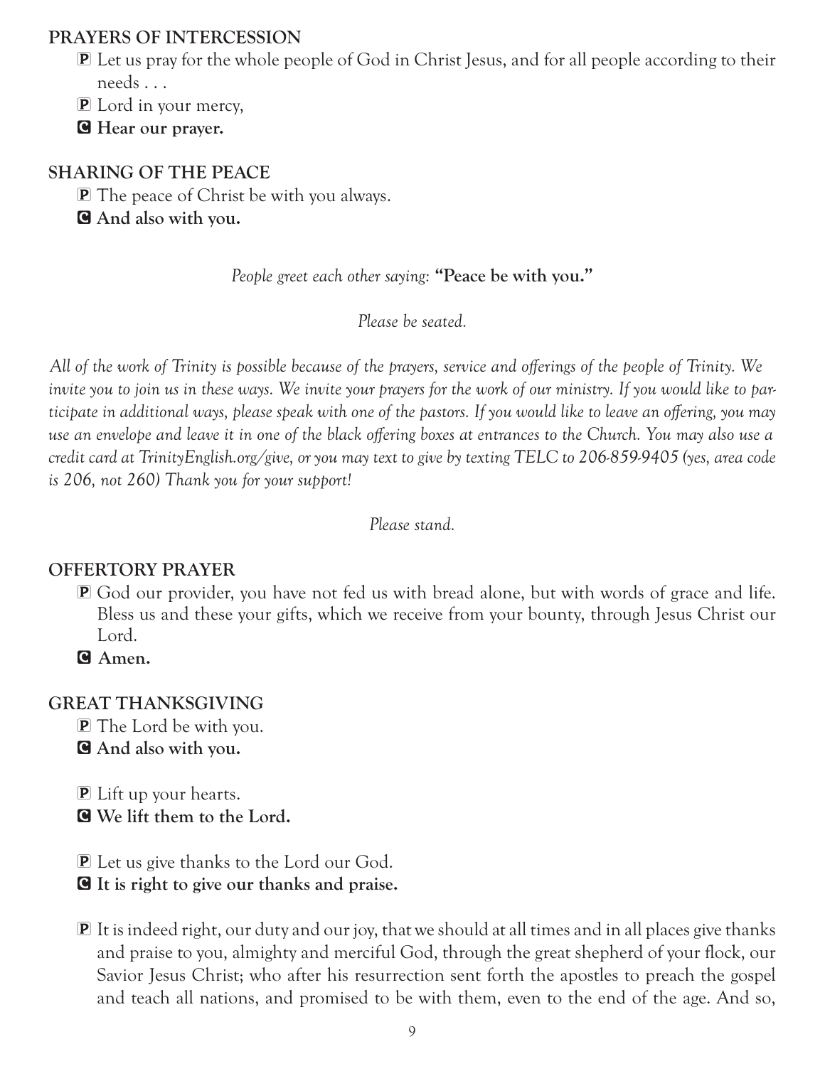## PRAYERS OF INTERCESSION

P Let us pray for the whole people of God in Christ Jesus, and for all people according to their needs . . .

P Lord in your mercy,

C **Hear our prayer.**

## SHARING OF THE PEACE

P The peace of Christ be with you always.

C **And also with you.**

*People greet each other saying:* **"Peace be with you."**

*Please be seated.*

*All of the work of Trinity is possible because of the prayers, service and offerings of the people of Trinity. We invite you to join us in these ways. We invite your prayers for the work of our ministry. If you would like to participate in additional ways, please speak with one of the pastors. If you would like to leave an offering, you may use an envelope and leave it in one of the black offering boxes at entrances to the Church. You may also use a credit card at TrinityEnglish.org/give, or you may text to give by texting TELC to 206-859-9405 (yes, area code is 206, not 260) Thank you for your support!*

*Please stand.*

## OFFERTORY PRAYER

P God our provider, you have not fed us with bread alone, but with words of grace and life. Bless us and these your gifts, which we receive from your bounty, through Jesus Christ our Lord.

C **Amen.**

## GREAT THANKSGIVING

P The Lord be with you.

C **And also with you.**

P Lift up your hearts.

C **We lift them to the Lord.**

P Let us give thanks to the Lord our God.

C **It is right to give our thanks and praise.**

P It is indeed right, our duty and our joy, that we should at all times and in all places give thanks and praise to you, almighty and merciful God, through the great shepherd of your flock, our Savior Jesus Christ; who after his resurrection sent forth the apostles to preach the gospel and teach all nations, and promised to be with them, even to the end of the age. And so,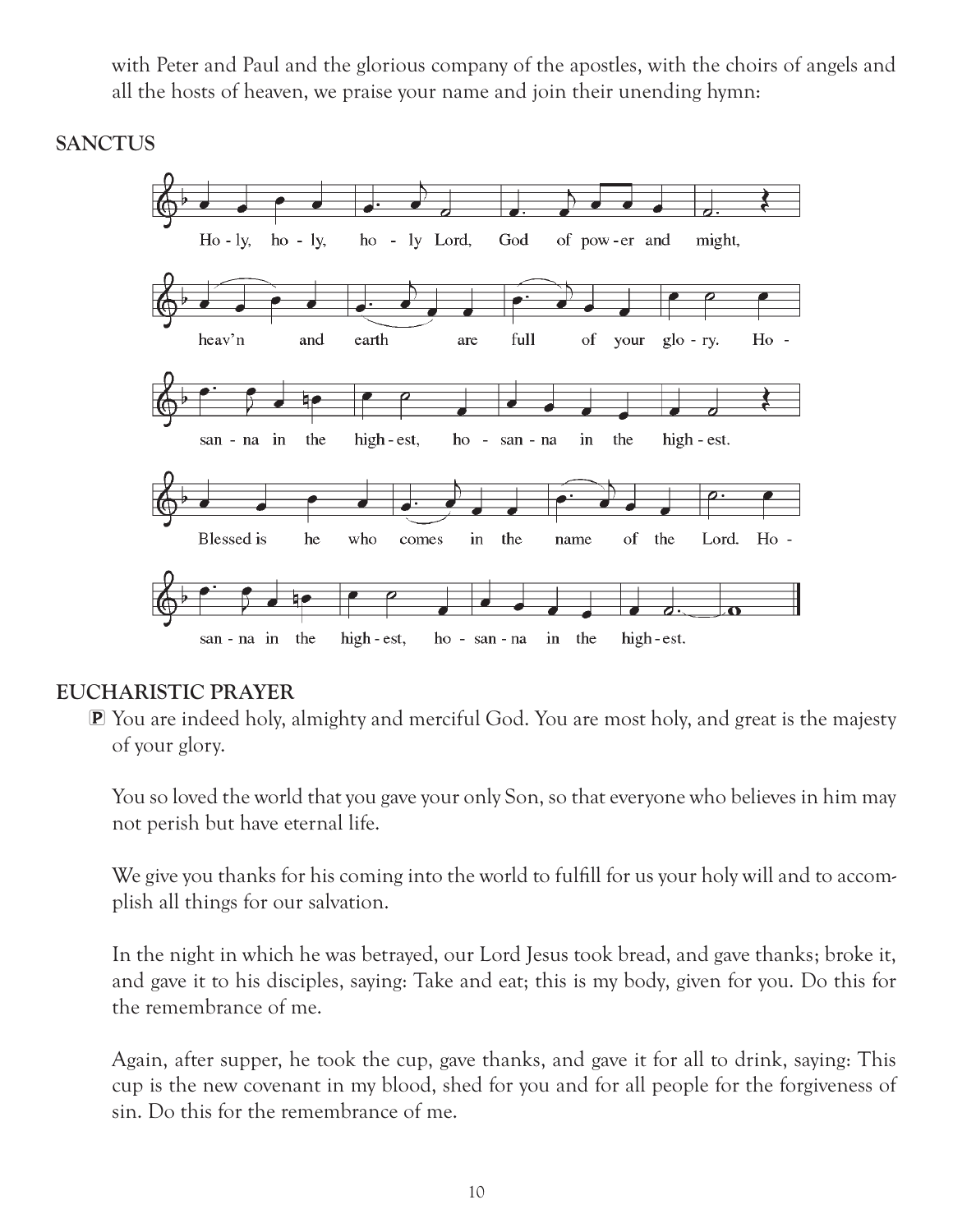with Peter and Paul and the glorious company of the apostles, with the choirs of angels and all the hosts of heaven, we praise your name and join their unending hymn:

**SANCTUS**

Ho - ly, ho - ly, ho - ly Lord, God of pow - er and might,
heav'n and earth are full of your glo - ry. Ho -
san - na in the high - est, ho - san - na in the high - est.
Blessed is he who comes in the name of the Lord. Ho -
san - na in the high - est, ho - san - na in the high - est.

**EUCHARISTIC PRAYER**

P You are indeed holy, almighty and merciful God. You are most holy, and great is the majesty of your glory.

You so loved the world that you gave your only Son, so that everyone who believes in him may not perish but have eternal life.

We give you thanks for his coming into the world to fulfill for us your holy will and to accomplish all things for our salvation.

In the night in which he was betrayed, our Lord Jesus took bread, and gave thanks; broke it, and gave it to his disciples, saying: Take and eat; this is my body, given for you. Do this for the remembrance of me.

Again, after supper, he took the cup, gave thanks, and gave it for all to drink, saying: This cup is the new covenant in my blood, shed for you and for all people for the forgiveness of sin. Do this for the remembrance of me.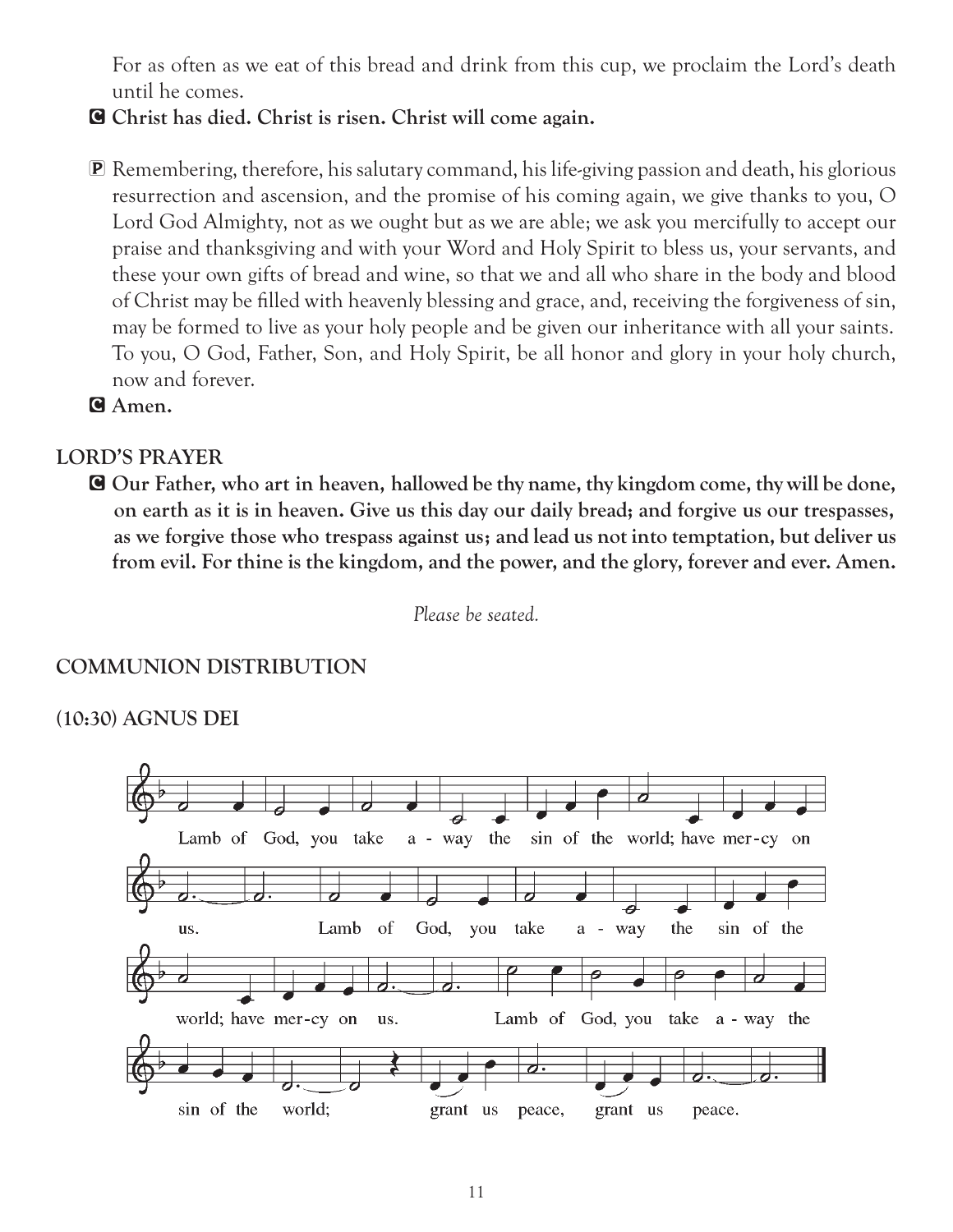For as often as we eat of this bread and drink from this cup, we proclaim the Lord's death until he comes.

**C** **Christ has died. Christ is risen. Christ will come again.**

**P** Remembering, therefore, his salutary command, his life-giving passion and death, his glorious resurrection and ascension, and the promise of his coming again, we give thanks to you, O Lord God Almighty, not as we ought but as we are able; we ask you mercifully to accept our praise and thanksgiving and with your Word and Holy Spirit to bless us, your servants, and these your own gifts of bread and wine, so that we and all who share in the body and blood of Christ may be filled with heavenly blessing and grace, and, receiving the forgiveness of sin, may be formed to live as your holy people and be given our inheritance with all your saints. To you, O God, Father, Son, and Holy Spirit, be all honor and glory in your holy church, now and forever.

**C** **Amen.**

## LORD'S PRAYER

**C** **Our Father, who art in heaven, hallowed be thy name, thy kingdom come, thy will be done, on earth as it is in heaven. Give us this day our daily bread; and forgive us our trespasses, as we forgive those who trespass against us; and lead us not into temptation, but deliver us from evil. For thine is the kingdom, and the power, and the glory, forever and ever. Amen.**

*Please be seated.*

## COMMUNION DISTRIBUTION

## (10:30) AGNUS DEI

Lamb of God, you take a - way the sin of the world; have mer-cy on us. Lamb of God, you take a - way the sin of the world; have mer-cy on us. Lamb of God, you take a - way the sin of the world; grant us peace, grant us peace.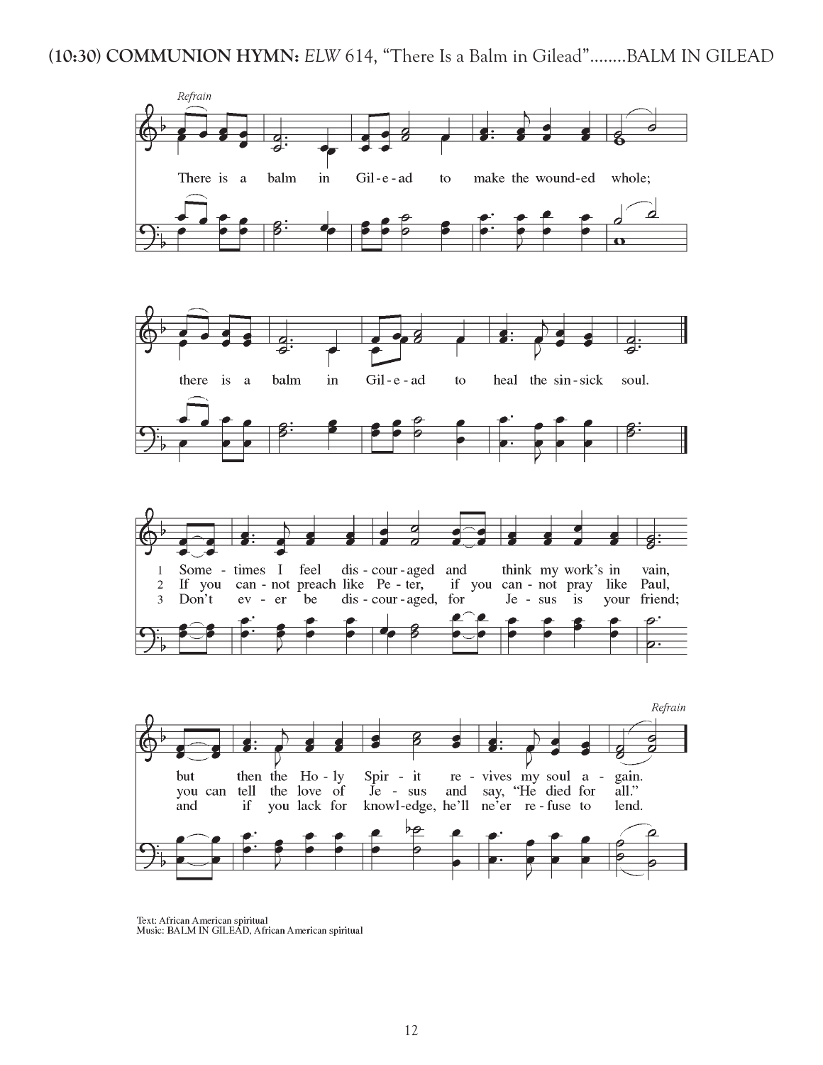**(10:30) COMMUNION HYMN:** *ELW* 614, "There Is a Balm in Gilead"........BALM IN GILEAD

*Refrain*

There is a balm in Gil-e-ad to make the wound-ed whole;
there is a balm in Gil-e-ad to heal the sin-sick soul.

1 Some-times I feel dis-cour-aged and think my work's in vain,
but then the Ho-ly Spir-it re-vives my soul a-gain. *Refrain*

2 If you can-not preach like Pe-ter, if you can-not pray like Paul,
you can tell the love of Je-sus and say, "He died for all." *Refrain*

3 Don't ev-er be dis-cour-aged, for Je-sus is your friend;
and if you lack for knowl-edge, he'll ne'er re-fuse to lend. *Refrain*

Text: African American spiritual
Music: BALM IN GILEAD, African American spiritual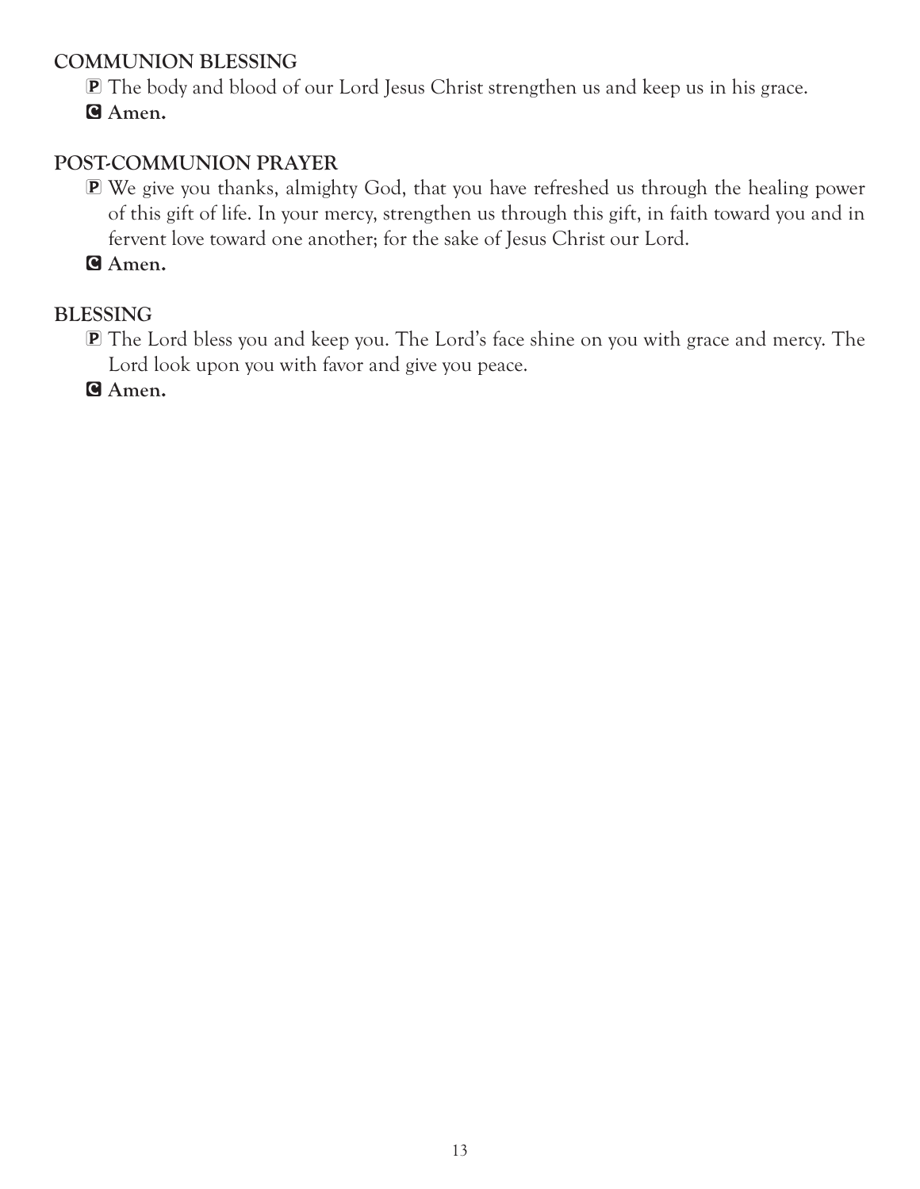## COMMUNION BLESSING

P The body and blood of our Lord Jesus Christ strengthen us and keep us in his grace.

**C Amen.**

## POST-COMMUNION PRAYER

P We give you thanks, almighty God, that you have refreshed us through the healing power of this gift of life. In your mercy, strengthen us through this gift, in faith toward you and in fervent love toward one another; for the sake of Jesus Christ our Lord.

**C Amen.**

## BLESSING

P The Lord bless you and keep you. The Lord's face shine on you with grace and mercy. The Lord look upon you with favor and give you peace.

**C Amen.**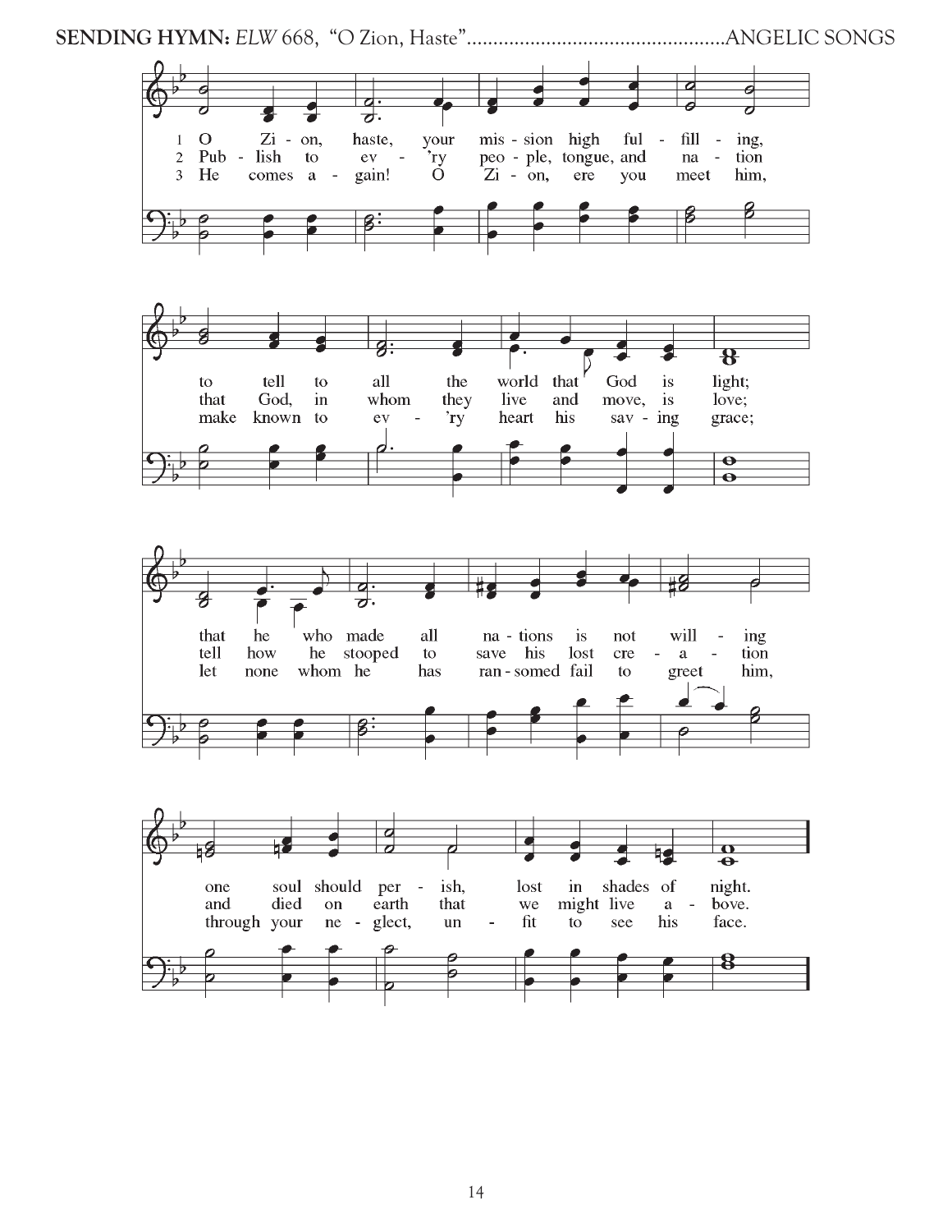**SENDING HYMN:** *ELW* 668, "O Zion, Haste"................................................ANGELIC SONGS

1 O Zion, haste, your mission high fulfilling, to tell to all the world that God is light; that he who made all nations is not willing one soul should perish, lost in shades of night.

2 Publish to every people, tongue, and nation that God, in whom they live and move, is love; tell how he stooped to save his lost creation and died on earth that we might live above.

3 He comes again! O Zion, ere you meet him, make known to every heart his saving grace; let none whom he has ransomed fail to greet him, through your neglect, unfit to see his face.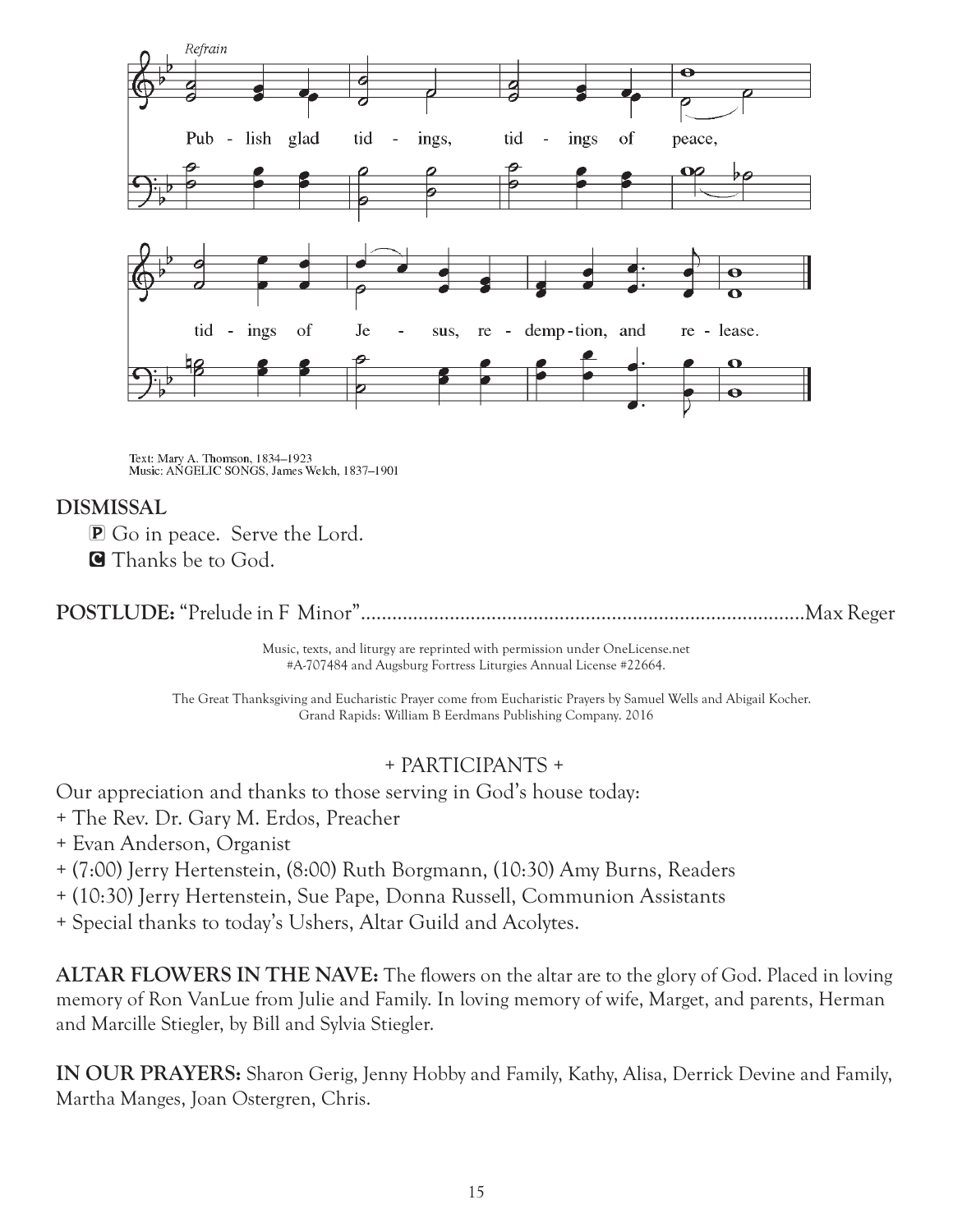Refrain

Pub - lish glad tid - ings, tid - ings of peace,

tid - ings of Je - sus, re - demp - tion, and re - lease.

Text: Mary A. Thomson, 1834–1923
Music: ANGELIC SONGS, James Welch, 1837–1901

**DISMISSAL**

P Go in peace. Serve the Lord.
C Thanks be to God.

**POSTLUDE:** "Prelude in F Minor"....................................................................................Max Reger

Music, texts, and liturgy are reprinted with permission under OneLicense.net #A-707484 and Augsburg Fortress Liturgies Annual License #22664.

The Great Thanksgiving and Eucharistic Prayer come from Eucharistic Prayers by Samuel Wells and Abigail Kocher. Grand Rapids: William B Eerdmans Publishing Company. 2016

+ PARTICIPANTS +

Our appreciation and thanks to those serving in God's house today:
+ The Rev. Dr. Gary M. Erdos, Preacher
+ Evan Anderson, Organist
+ (7:00) Jerry Hertenstein, (8:00) Ruth Borgmann, (10:30) Amy Burns, Readers
+ (10:30) Jerry Hertenstein, Sue Pape, Donna Russell, Communion Assistants
+ Special thanks to today's Ushers, Altar Guild and Acolytes.

**ALTAR FLOWERS IN THE NAVE:** The flowers on the altar are to the glory of God. Placed in loving memory of Ron VanLue from Julie and Family. In loving memory of wife, Marget, and parents, Herman and Marcille Stiegler, by Bill and Sylvia Stiegler.

**IN OUR PRAYERS:** Sharon Gerig, Jenny Hobby and Family, Kathy, Alisa, Derrick Devine and Family, Martha Manges, Joan Ostergren, Chris.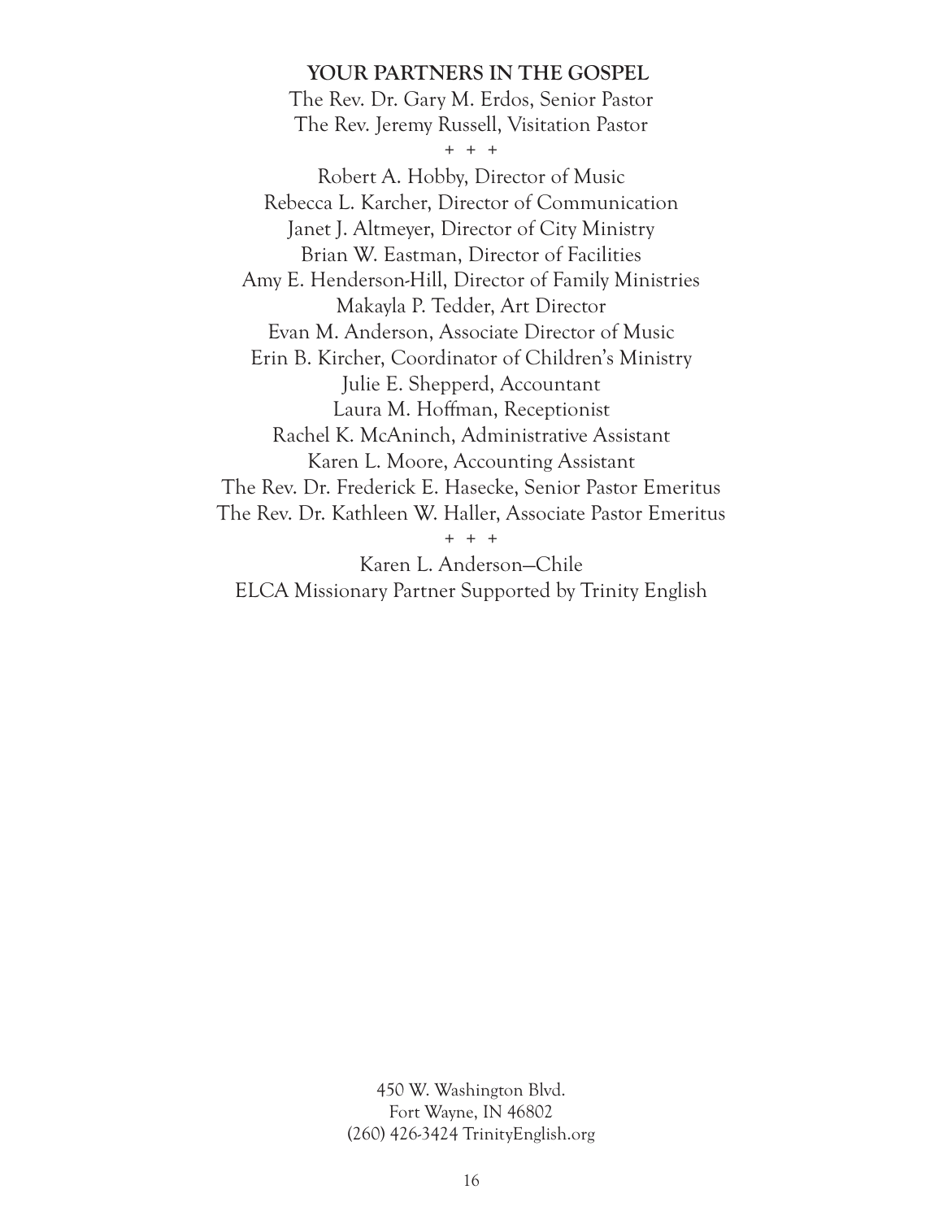**YOUR PARTNERS IN THE GOSPEL**

The Rev. Dr. Gary M. Erdos, Senior Pastor
The Rev. Jeremy Russell, Visitation Pastor

+ + +

Robert A. Hobby, Director of Music
Rebecca L. Karcher, Director of Communication
Janet J. Altmeyer, Director of City Ministry
Brian W. Eastman, Director of Facilities
Amy E. Henderson-Hill, Director of Family Ministries
Makayla P. Tedder, Art Director
Evan M. Anderson, Associate Director of Music
Erin B. Kircher, Coordinator of Children's Ministry
Julie E. Shepperd, Accountant
Laura M. Hoffman, Receptionist
Rachel K. McAninch, Administrative Assistant
Karen L. Moore, Accounting Assistant
The Rev. Dr. Frederick E. Hasecke, Senior Pastor Emeritus
The Rev. Dr. Kathleen W. Haller, Associate Pastor Emeritus

+ + +

Karen L. Anderson—Chile
ELCA Missionary Partner Supported by Trinity English

450 W. Washington Blvd.
Fort Wayne, IN 46802
(260) 426-3424 TrinityEnglish.org